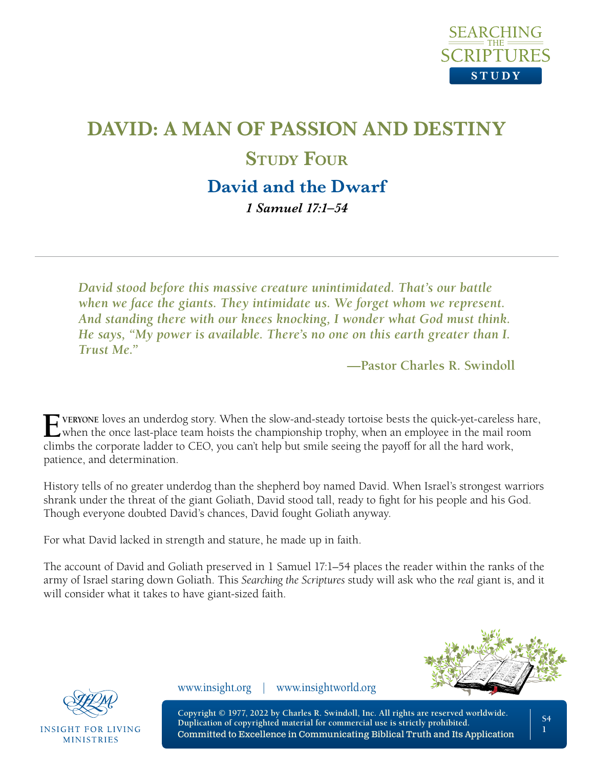# DAVID: A MAN OF PASSION AND DESTINY

## Study Four

## David and the Dwarf

***1 Samuel 17:1–54***

---

> *David stood before this massive creature unintimidated. That's our battle when we face the giants. They intimidate us. We forget whom we represent. And standing there with our knees knocking, I wonder what God must think. He says, "My power is available. There's no one on this earth greater than I. Trust Me."*
>
> **—Pastor Charles R. Swindoll**

Everyone loves an underdog story. When the slow-and-steady tortoise bests the quick-yet-careless hare, when the once last-place team hoists the championship trophy, when an employee in the mail room climbs the corporate ladder to CEO, you can't help but smile seeing the payoff for all the hard work, patience, and determination.

History tells of no greater underdog than the shepherd boy named David. When Israel's strongest warriors shrank under the threat of the giant Goliath, David stood tall, ready to fight for his people and his God. Though everyone doubted David's chances, David fought Goliath anyway.

For what David lacked in strength and stature, he made up in faith.

The account of David and Goliath preserved in 1 Samuel 17:1–54 places the reader within the ranks of the army of Israel staring down Goliath. This *Searching the Scriptures* study will ask who the *real* giant is, and it will consider what it takes to have giant-sized faith.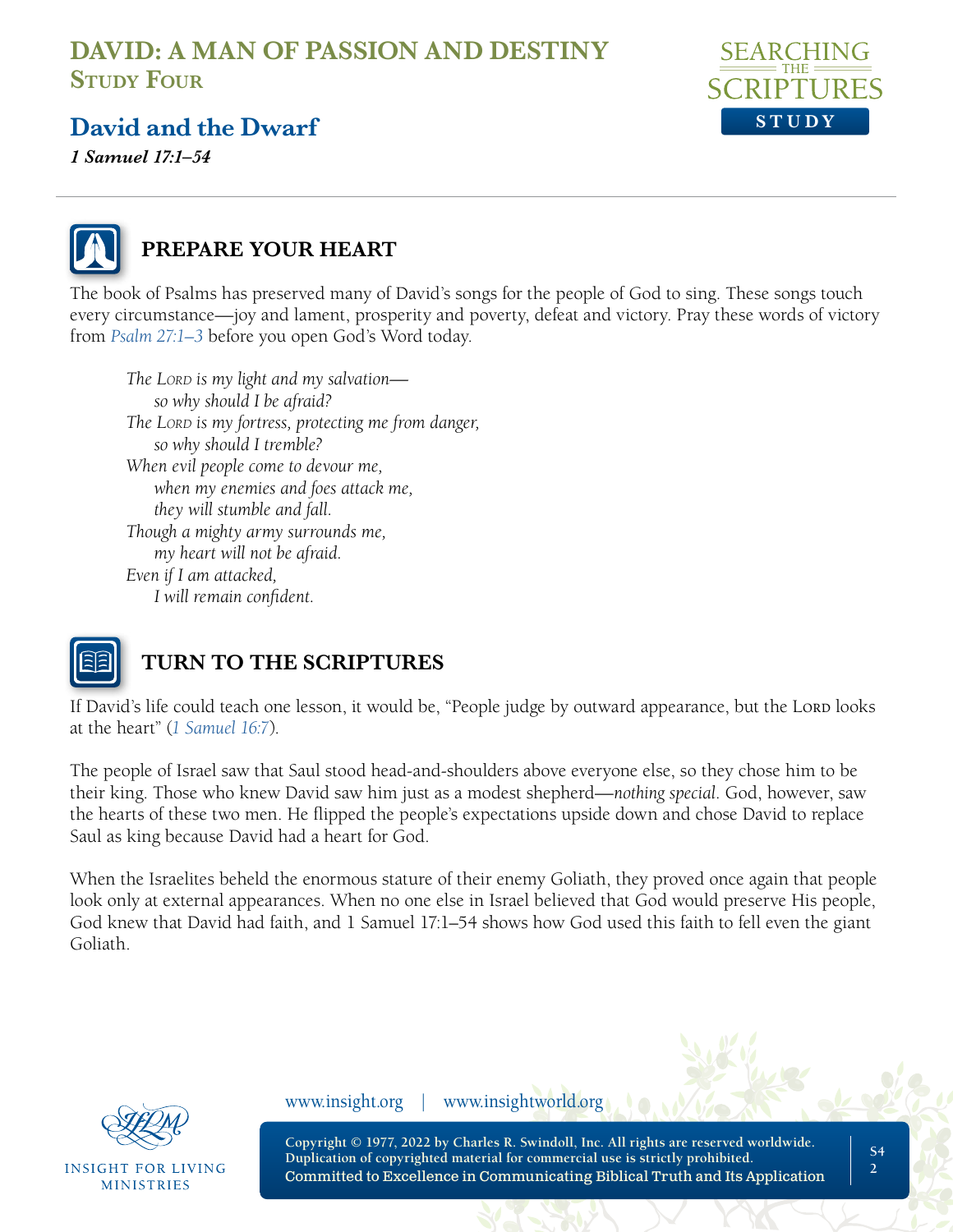# DAVID: A MAN OF PASSION AND DESTINY
## Study Four

## David and the Dwarf

***1 Samuel 17:1–54***

## PREPARE YOUR HEART

The book of Psalms has preserved many of David's songs for the people of God to sing. These songs touch every circumstance—joy and lament, prosperity and poverty, defeat and victory. Pray these words of victory from *Psalm 27:1–3* before you open God's Word today.

> *The Lord is my light and my salvation—*
> *so why should I be afraid?*
> *The Lord is my fortress, protecting me from danger,*
> *so why should I tremble?*
> *When evil people come to devour me,*
> *when my enemies and foes attack me,*
> *they will stumble and fall.*
> *Though a mighty army surrounds me,*
> *my heart will not be afraid.*
> *Even if I am attacked,*
> *I will remain confident.*

## TURN TO THE SCRIPTURES

If David's life could teach one lesson, it would be, "People judge by outward appearance, but the Lord looks at the heart" (*1 Samuel 16:7*).

The people of Israel saw that Saul stood head-and-shoulders above everyone else, so they chose him to be their king. Those who knew David saw him just as a modest shepherd—*nothing special*. God, however, saw the hearts of these two men. He flipped the people's expectations upside down and chose David to replace Saul as king because David had a heart for God.

When the Israelites beheld the enormous stature of their enemy Goliath, they proved once again that people look only at external appearances. When no one else in Israel believed that God would preserve His people, God knew that David had faith, and 1 Samuel 17:1–54 shows how God used this faith to fell even the giant Goliath.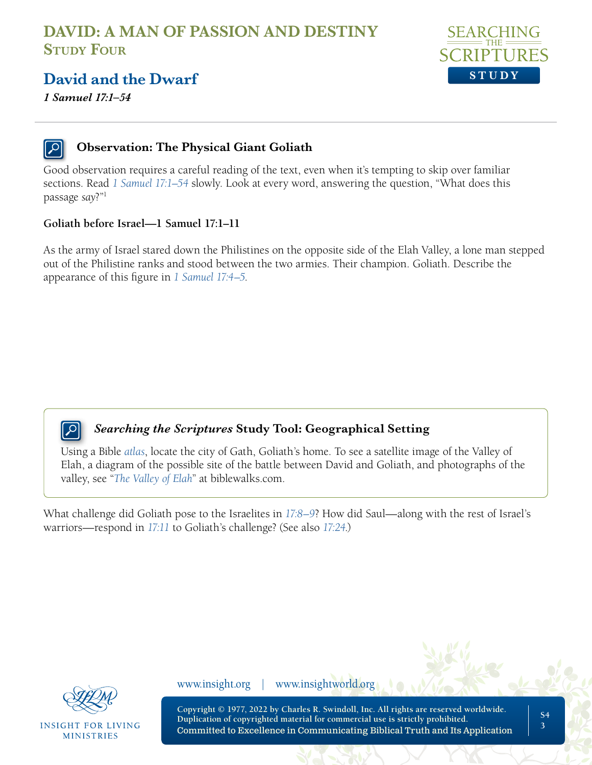# DAVID: A MAN OF PASSION AND DESTINY
## Study Four

## David and the Dwarf
***1 Samuel 17:1–54***

### Observation: The Physical Giant Goliath

Good observation requires a careful reading of the text, even when it's tempting to skip over familiar sections. Read *1 Samuel 17:1–54* slowly. Look at every word, answering the question, "What does this passage *say*?"[1]

**Goliath before Israel—1 Samuel 17:1–11**

As the army of Israel stared down the Philistines on the opposite side of the Elah Valley, a lone man stepped out of the Philistine ranks and stood between the two armies. Their champion. Goliath. Describe the appearance of this figure in *1 Samuel 17:4–5*.

### *Searching the Scriptures* Study Tool: Geographical Setting

Using a Bible *atlas*, locate the city of Gath, Goliath's home. To see a satellite image of the Valley of Elah, a diagram of the possible site of the battle between David and Goliath, and photographs of the valley, see "*The Valley of Elah*" at biblewalks.com.

What challenge did Goliath pose to the Israelites in *17:8–9*? How did Saul—along with the rest of Israel's warriors—respond in *17:11* to Goliath's challenge? (See also *17:24*.)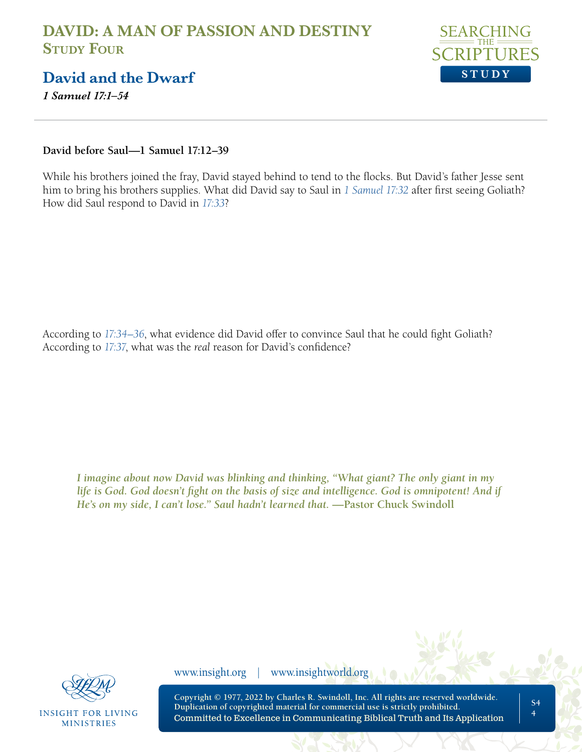**David before Saul—1 Samuel 17:12–39**

While his brothers joined the fray, David stayed behind to tend to the flocks. But David's father Jesse sent him to bring his brothers supplies. What did David say to Saul in 1 Samuel 17:32 after first seeing Goliath? How did Saul respond to David in 17:33?

According to 17:34–36, what evidence did David offer to convince Saul that he could fight Goliath? According to 17:37, what was the *real* reason for David's confidence?

> ***I imagine about now David was blinking and thinking, "What giant? The only giant in my life is God. God doesn't fight on the basis of size and intelligence. God is omnipotent! And if He's on my side, I can't lose." Saul hadn't learned that.*** **—Pastor Chuck Swindoll**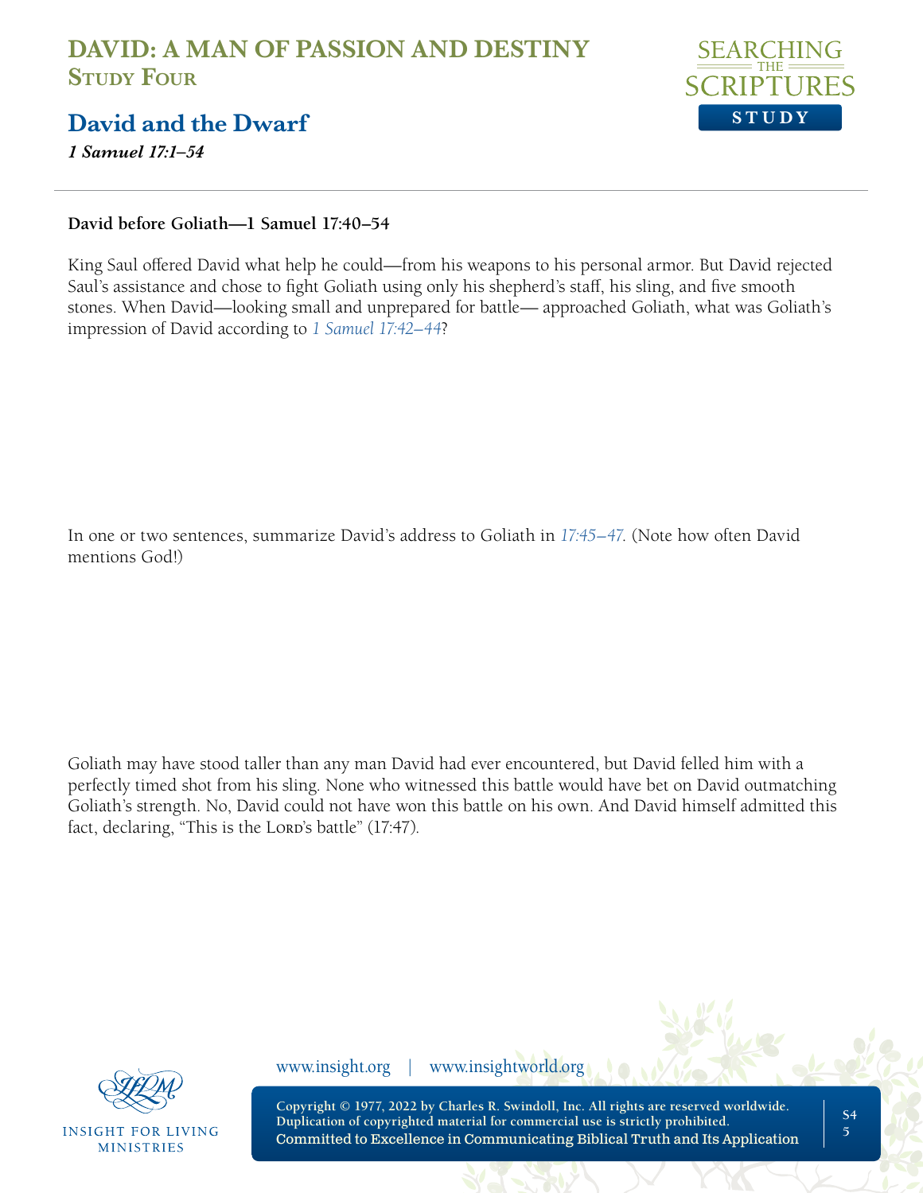# DAVID: A MAN OF PASSION AND DESTINY
## Study Four

## David and the Dwarf

*1 Samuel 17:1–54*

**David before Goliath—1 Samuel 17:40–54**

King Saul offered David what help he could—from his weapons to his personal armor. But David rejected Saul's assistance and chose to fight Goliath using only his shepherd's staff, his sling, and five smooth stones. When David—looking small and unprepared for battle— approached Goliath, what was Goliath's impression of David according to *1 Samuel 17:42–44*?

In one or two sentences, summarize David's address to Goliath in *17:45–47*. (Note how often David mentions God!)

Goliath may have stood taller than any man David had ever encountered, but David felled him with a perfectly timed shot from his sling. None who witnessed this battle would have bet on David outmatching Goliath's strength. No, David could not have won this battle on his own. And David himself admitted this fact, declaring, "This is the Lord's battle" (17:47).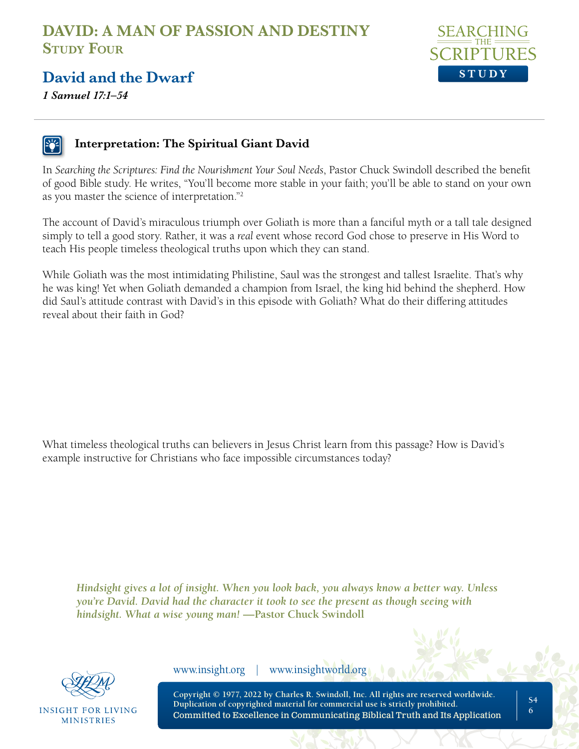# DAVID: A MAN OF PASSION AND DESTINY
## Study Four

## David and the Dwarf
***1 Samuel 17:1–54***

### Interpretation: The Spiritual Giant David

In *Searching the Scriptures: Find the Nourishment Your Soul Needs*, Pastor Chuck Swindoll described the benefit of good Bible study. He writes, "You'll become more stable in your faith; you'll be able to stand on your own as you master the science of interpretation."[2]

The account of David's miraculous triumph over Goliath is more than a fanciful myth or a tall tale designed simply to tell a good story. Rather, it was a *real* event whose record God chose to preserve in His Word to teach His people timeless theological truths upon which they can stand.

While Goliath was the most intimidating Philistine, Saul was the strongest and tallest Israelite. That's why he was king! Yet when Goliath demanded a champion from Israel, the king hid behind the shepherd. How did Saul's attitude contrast with David's in this episode with Goliath? What do their differing attitudes reveal about their faith in God?

What timeless theological truths can believers in Jesus Christ learn from this passage? How is David's example instructive for Christians who face impossible circumstances today?

> ***Hindsight gives a lot of insight. When you look back, you always know a better way. Unless you're David. David had the character it took to see the present as though seeing with hindsight. What a wise young man!* —Pastor Chuck Swindoll**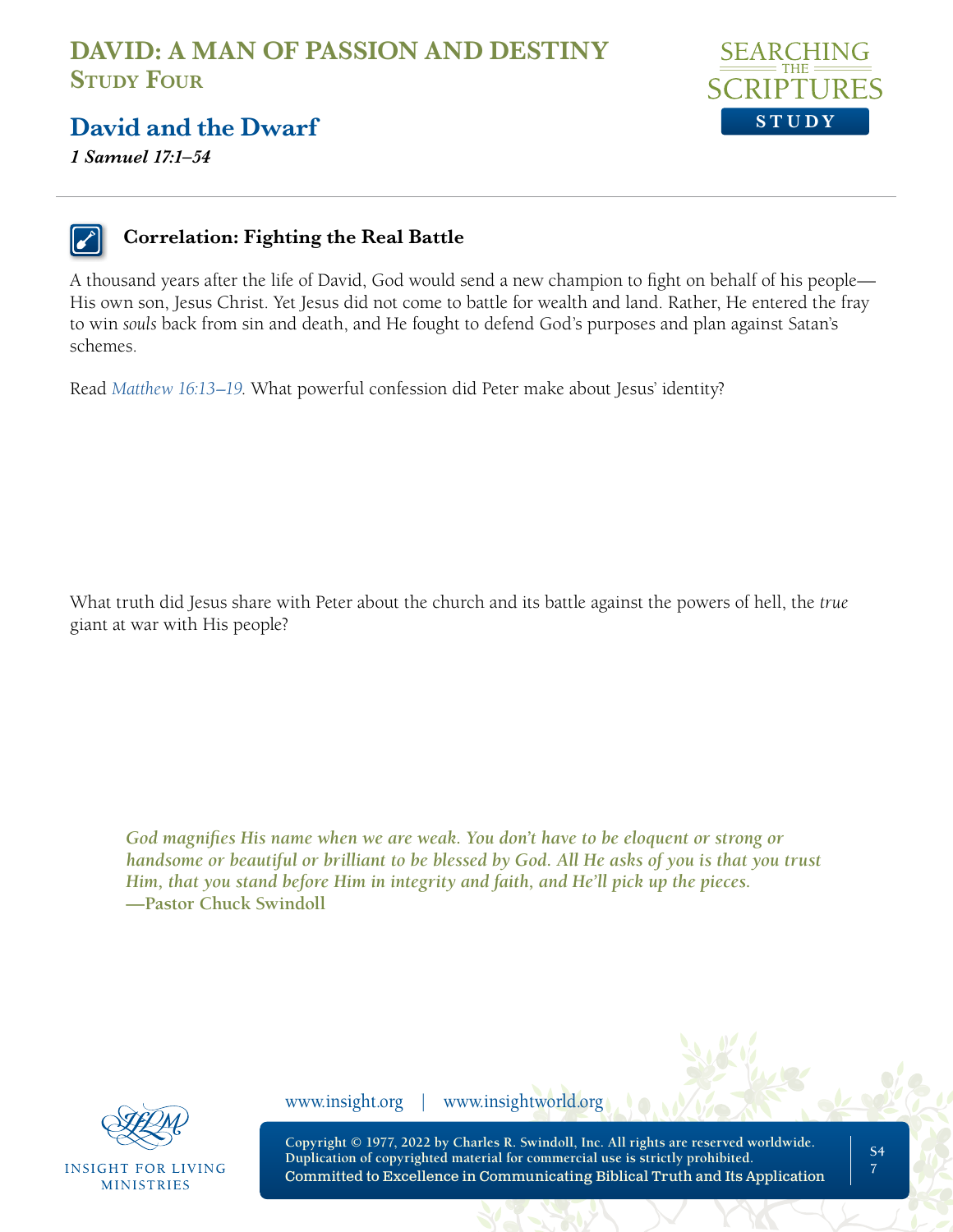# DAVID: A MAN OF PASSION AND DESTINY
## Study Four

## David and the Dwarf

***1 Samuel 17:1–54***

### Correlation: Fighting the Real Battle

A thousand years after the life of David, God would send a new champion to fight on behalf of his people—His own son, Jesus Christ. Yet Jesus did not come to battle for wealth and land. Rather, He entered the fray to win *souls* back from sin and death, and He fought to defend God's purposes and plan against Satan's schemes.

Read *Matthew 16:13–19*. What powerful confession did Peter make about Jesus' identity?

What truth did Jesus share with Peter about the church and its battle against the powers of hell, the *true* giant at war with His people?

> ***God magnifies His name when we are weak. You don't have to be eloquent or strong or handsome or beautiful or brilliant to be blessed by God. All He asks of you is that you trust Him, that you stand before Him in integrity and faith, and He'll pick up the pieces.***
> **—Pastor Chuck Swindoll**

www.insight.org | www.insightworld.org

INSIGHT FOR LIVING MINISTRIES

Copyright © 1977, 2022 by Charles R. Swindoll, Inc. All rights are reserved worldwide. Duplication of copyrighted material for commercial use is strictly prohibited.
Committed to Excellence in Communicating Biblical Truth and Its Application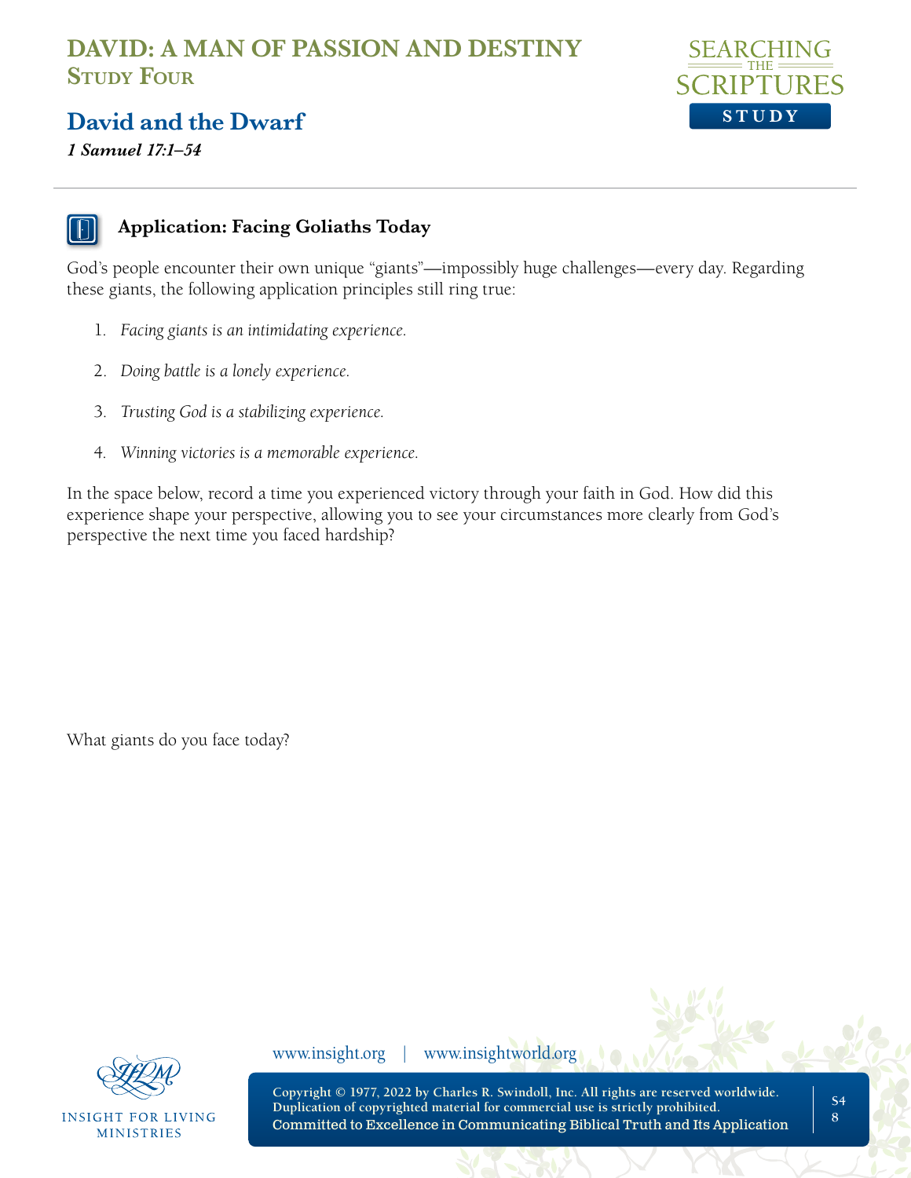# DAVID: A MAN OF PASSION AND DESTINY
## Study Four

## David and the Dwarf

***1 Samuel 17:1–54***

### Application: Facing Goliaths Today

God's people encounter their own unique "giants"—impossibly huge challenges—every day. Regarding these giants, the following application principles still ring true:

1. *Facing giants is an intimidating experience.*
2. *Doing battle is a lonely experience.*
3. *Trusting God is a stabilizing experience.*
4. *Winning victories is a memorable experience.*

In the space below, record a time you experienced victory through your faith in God. How did this experience shape your perspective, allowing you to see your circumstances more clearly from God's perspective the next time you faced hardship?

What giants do you face today?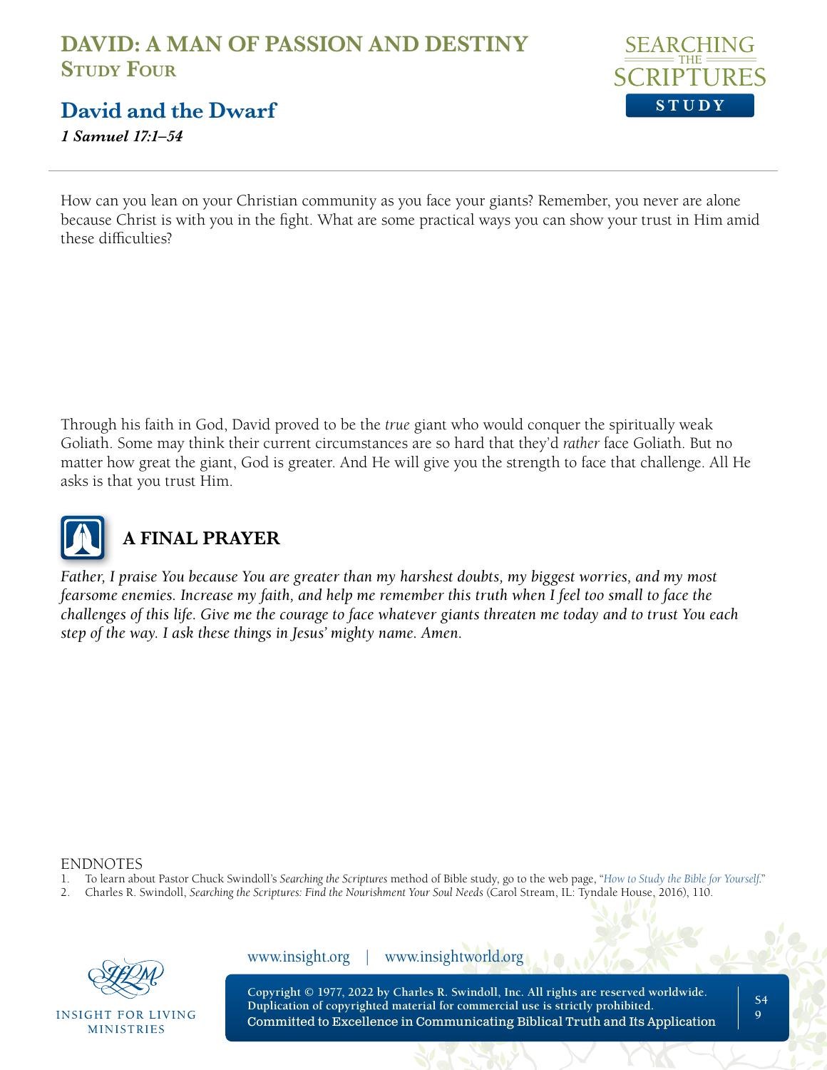How can you lean on your Christian community as you face your giants? Remember, you never are alone because Christ is with you in the fight. What are some practical ways you can show your trust in Him amid these difficulties?

Through his faith in God, David proved to be the *true* giant who would conquer the spiritually weak Goliath. Some may think their current circumstances are so hard that they'd *rather* face Goliath. But no matter how great the giant, God is greater. And He will give you the strength to face that challenge. All He asks is that you trust Him.

## A FINAL PRAYER

*Father, I praise You because You are greater than my harshest doubts, my biggest worries, and my most fearsome enemies. Increase my faith, and help me remember this truth when I feel too small to face the challenges of this life. Give me the courage to face whatever giants threaten me today and to trust You each step of the way. I ask these things in Jesus' mighty name. Amen.*

ENDNOTES

1. To learn about Pastor Chuck Swindoll's *Searching the Scriptures* method of Bible study, go to the web page, "*How to Study the Bible for Yourself*."
2. Charles R. Swindoll, *Searching the Scriptures: Find the Nourishment Your Soul Needs* (Carol Stream, IL: Tyndale House, 2016), 110.